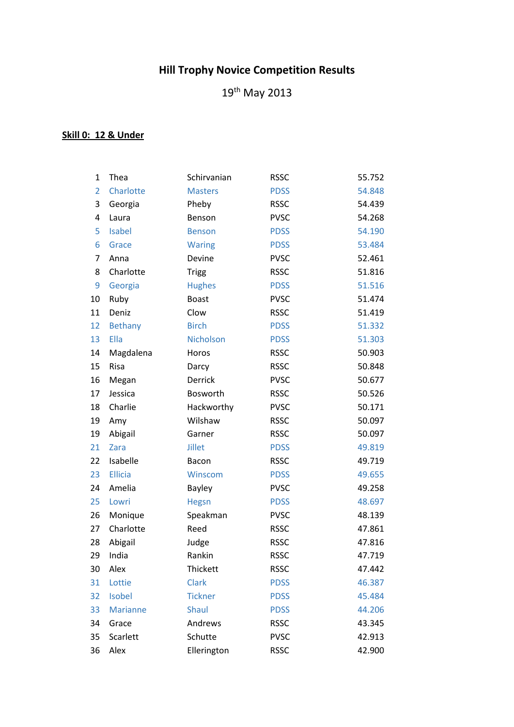# Hill Trophy Novice Competition Results

19th May 2013

**Skill 0: 12 & Under**

| | | | | |
|---|---|---|---|---|
| 1 | Thea | Schirvanian | RSSC | 55.752 |
| 2 | Charlotte | Masters | PDSS | 54.848 |
| 3 | Georgia | Pheby | RSSC | 54.439 |
| 4 | Laura | Benson | PVSC | 54.268 |
| 5 | Isabel | Benson | PDSS | 54.190 |
| 6 | Grace | Waring | PDSS | 53.484 |
| 7 | Anna | Devine | PVSC | 52.461 |
| 8 | Charlotte | Trigg | RSSC | 51.816 |
| 9 | Georgia | Hughes | PDSS | 51.516 |
| 10 | Ruby | Boast | PVSC | 51.474 |
| 11 | Deniz | Clow | RSSC | 51.419 |
| 12 | Bethany | Birch | PDSS | 51.332 |
| 13 | Ella | Nicholson | PDSS | 51.303 |
| 14 | Magdalena | Horos | RSSC | 50.903 |
| 15 | Risa | Darcy | RSSC | 50.848 |
| 16 | Megan | Derrick | PVSC | 50.677 |
| 17 | Jessica | Bosworth | RSSC | 50.526 |
| 18 | Charlie | Hackworthy | PVSC | 50.171 |
| 19 | Amy | Wilshaw | RSSC | 50.097 |
| 19 | Abigail | Garner | RSSC | 50.097 |
| 21 | Zara | Jillet | PDSS | 49.819 |
| 22 | Isabelle | Bacon | RSSC | 49.719 |
| 23 | Ellicia | Winscom | PDSS | 49.655 |
| 24 | Amelia | Bayley | PVSC | 49.258 |
| 25 | Lowri | Hegsn | PDSS | 48.697 |
| 26 | Monique | Speakman | PVSC | 48.139 |
| 27 | Charlotte | Reed | RSSC | 47.861 |
| 28 | Abigail | Judge | RSSC | 47.816 |
| 29 | India | Rankin | RSSC | 47.719 |
| 30 | Alex | Thickett | RSSC | 47.442 |
| 31 | Lottie | Clark | PDSS | 46.387 |
| 32 | Isobel | Tickner | PDSS | 45.484 |
| 33 | Marianne | Shaul | PDSS | 44.206 |
| 34 | Grace | Andrews | RSSC | 43.345 |
| 35 | Scarlett | Schutte | PVSC | 42.913 |
| 36 | Alex | Ellerington | RSSC | 42.900 |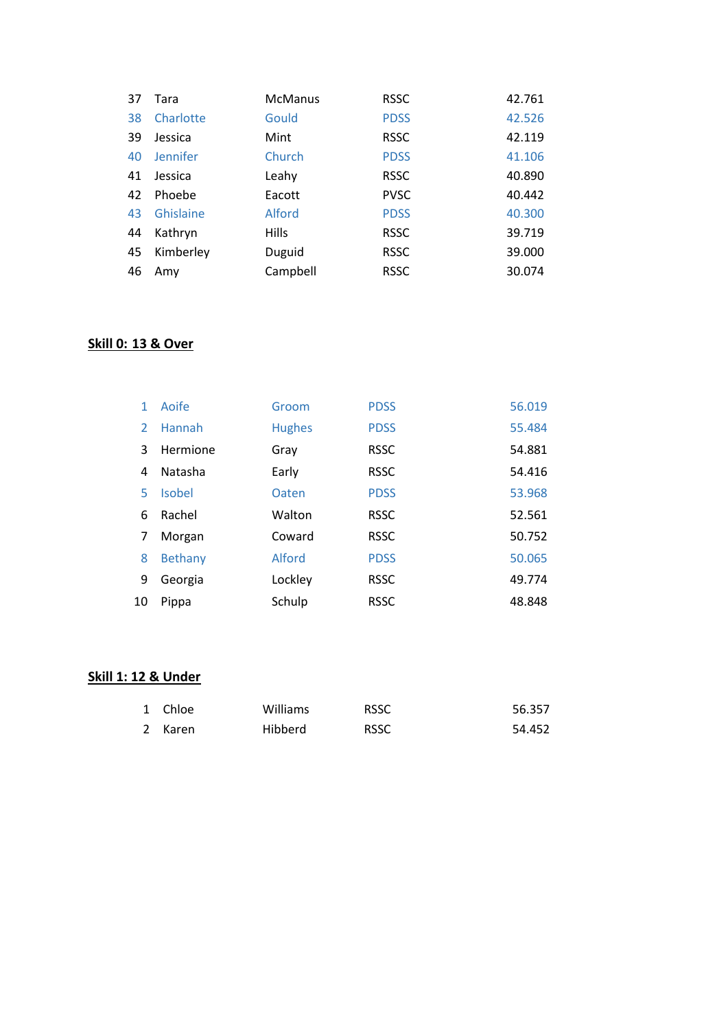| | | | | |
|---|---|---|---|---|
| 37 | Tara | McManus | RSSC | 42.761 |
| 38 | Charlotte | Gould | PDSS | 42.526 |
| 39 | Jessica | Mint | RSSC | 42.119 |
| 40 | Jennifer | Church | PDSS | 41.106 |
| 41 | Jessica | Leahy | RSSC | 40.890 |
| 42 | Phoebe | Eacott | PVSC | 40.442 |
| 43 | Ghislaine | Alford | PDSS | 40.300 |
| 44 | Kathryn | Hills | RSSC | 39.719 |
| 45 | Kimberley | Duguid | RSSC | 39.000 |
| 46 | Amy | Campbell | RSSC | 30.074 |

**Skill 0: 13 & Over**

| | | | | |
|---|---|---|---|---|
| 1 | Aoife | Groom | PDSS | 56.019 |
| 2 | Hannah | Hughes | PDSS | 55.484 |
| 3 | Hermione | Gray | RSSC | 54.881 |
| 4 | Natasha | Early | RSSC | 54.416 |
| 5 | Isobel | Oaten | PDSS | 53.968 |
| 6 | Rachel | Walton | RSSC | 52.561 |
| 7 | Morgan | Coward | RSSC | 50.752 |
| 8 | Bethany | Alford | PDSS | 50.065 |
| 9 | Georgia | Lockley | RSSC | 49.774 |
| 10 | Pippa | Schulp | RSSC | 48.848 |

**Skill 1: 12 & Under**

| | | | | |
|---|---|---|---|---|
| 1 | Chloe | Williams | RSSC | 56.357 |
| 2 | Karen | Hibberd | RSSC | 54.452 |